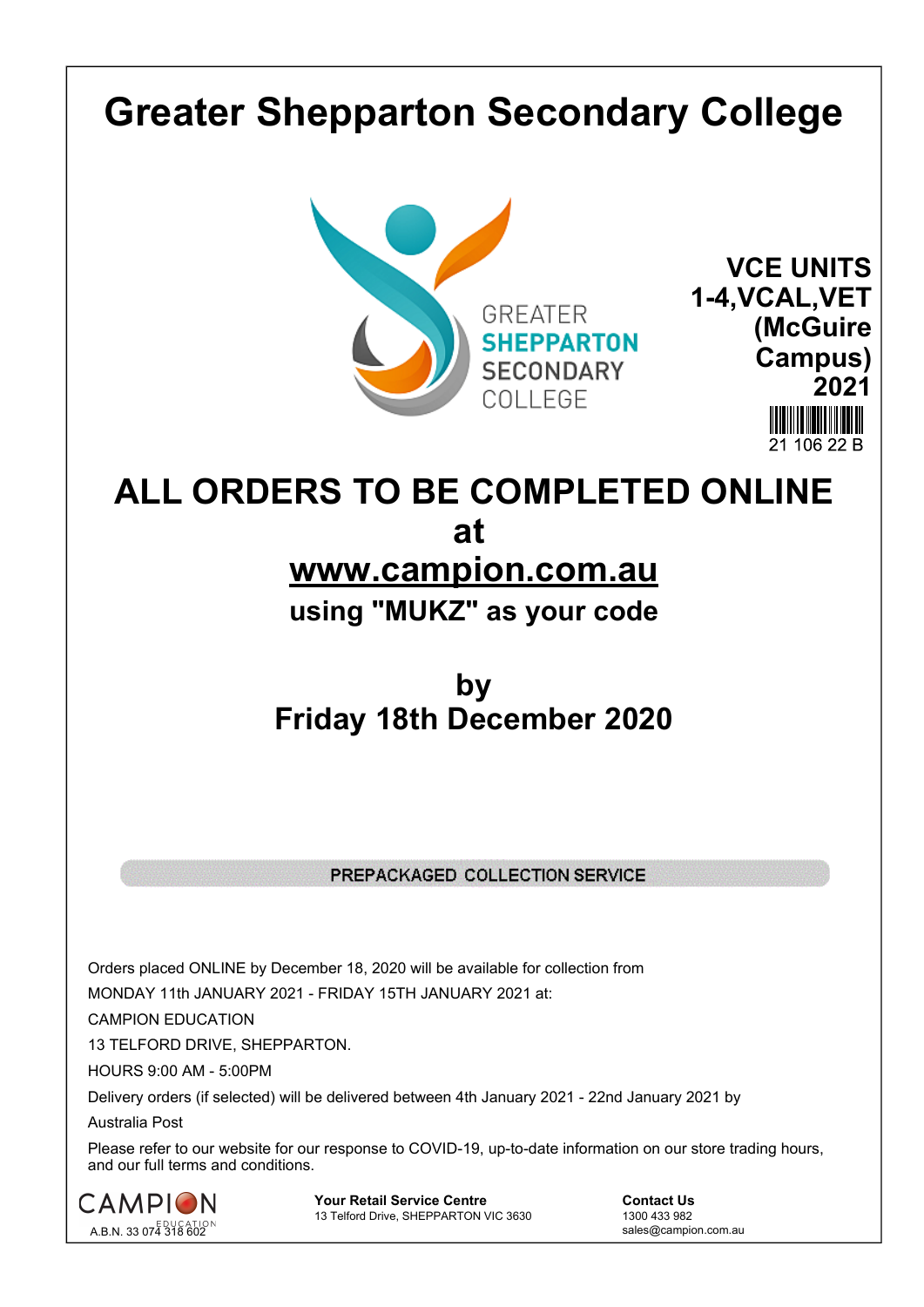# Greater Shepparton Secondary College

GREATER
SHEPPARTON
SECONDARY
COLLEGE

**VCE UNITS 1-4,VCAL,VET (McGuire Campus) 2021**

21 106 22 B

# ALL ORDERS TO BE COMPLETED ONLINE at www.campion.com.au

## using "MUKZ" as your code

## by Friday 18th December 2020

**PREPACKAGED COLLECTION SERVICE**

Orders placed ONLINE by December 18, 2020 will be available for collection from

MONDAY 11th JANUARY 2021 - FRIDAY 15TH JANUARY 2021 at:

CAMPION EDUCATION

13 TELFORD DRIVE, SHEPPARTON.

HOURS 9:00 AM - 5:00PM

Delivery orders (if selected) will be delivered between 4th January 2021 - 22nd January 2021 by Australia Post

Please refer to our website for our response to COVID-19, up-to-date information on our store trading hours, and our full terms and conditions.

CAMPION EDUCATION
A.B.N. 33 074 318 602

**Your Retail Service Centre**
13 Telford Drive, SHEPPARTON VIC 3630

**Contact Us**
1300 433 982
sales@campion.com.au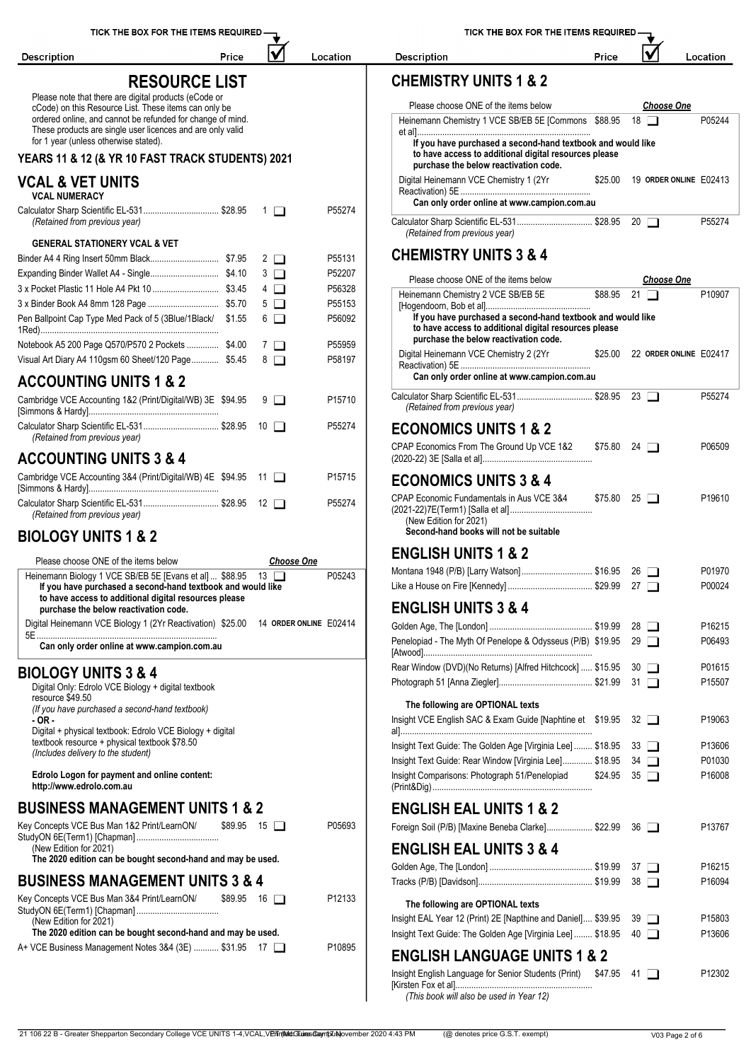| Description | Price | ☑ | Location |
|---|---|---|---|

# RESOURCE LIST

Please note that there are digital products (eCode or cCode) on this Resource List. These items can only be ordered online, and cannot be refunded for change of mind. These products are single user licences and are only valid for 1 year (unless otherwise stated).

### YEARS 11 & 12 (& YR 10 FAST TRACK STUDENTS) 2021

## VCAL & VET UNITS

**VCAL NUMERACY**

| Description | Price | No. | Location |
|---|---|---|---|
| Calculator Sharp Scientific EL-531 *(Retained from previous year)* | $28.95 | 1 ❑ | P55274 |

**GENERAL STATIONERY VCAL & VET**

| Description | Price | No. | Location |
|---|---|---|---|
| Binder A4 4 Ring Insert 50mm Black | $7.95 | 2 ❑ | P55131 |
| Expanding Binder Wallet A4 - Single | $4.10 | 3 ❑ | P52207 |
| 3 x Pocket Plastic 11 Hole A4 Pkt 10 | $3.45 | 4 ❑ | P56328 |
| 3 x Binder Book A4 8mm 128 Page | $5.70 | 5 ❑ | P55153 |
| Pen Ballpoint Cap Type Med Pack of 5 (3Blue/1Black/1Red) | $1.55 | 6 ❑ | P56092 |
| Notebook A5 200 Page Q570/P570 2 Pockets | $4.00 | 7 ❑ | P55959 |
| Visual Art Diary A4 110gsm 60 Sheet/120 Page | $5.45 | 8 ❑ | P58197 |

## ACCOUNTING UNITS 1 & 2

| Description | Price | No. | Location |
|---|---|---|---|
| Cambridge VCE Accounting 1&2 (Print/Digital/WB) 3E [Simmons & Hardy] | $94.95 | 9 ❑ | P15710 |
| Calculator Sharp Scientific EL-531 *(Retained from previous year)* | $28.95 | 10 ❑ | P55274 |

## ACCOUNTING UNITS 3 & 4

| Description | Price | No. | Location |
|---|---|---|---|
| Cambridge VCE Accounting 3&4 (Print/Digital/WB) 4E [Simmons & Hardy] | $94.95 | 11 ❑ | P15715 |
| Calculator Sharp Scientific EL-531 *(Retained from previous year)* | $28.95 | 12 ❑ | P55274 |

## BIOLOGY UNITS 1 & 2

Please choose ONE of the items below — ***Choose One***

| Description | Price | No. | Location |
|---|---|---|---|
| Heinemann Biology 1 VCE SB/EB 5E [Evans et al] | $88.95 | 13 ❑ | P05243 |
| **If you have purchased a second-hand textbook and would like to have access to additional digital resources please purchase the below reactivation code.** | | | |
| Digital Heinemann VCE Biology 1 (2Yr Reactivation) 5E **Can only order online at www.campion.com.au** | $25.00 | 14 **ORDER ONLINE** | E02414 |

## BIOLOGY UNITS 3 & 4

Digital Only: Edrolo VCE Biology + digital textbook resource $49.50
*(If you have purchased a second-hand textbook)*
**- OR -**
Digital + physical textbook: Edrolo VCE Biology + digital textbook resource + physical textbook $78.50
*(Includes delivery to the student)*

**Edrolo Logon for payment and online content: http://www.edrolo.com.au**

## BUSINESS MANAGEMENT UNITS 1 & 2

| Description | Price | No. | Location |
|---|---|---|---|
| Key Concepts VCE Bus Man 1&2 Print/LearnON/ StudyON 6E(Term1) [Chapman] (New Edition for 2021) **The 2020 edition can be bought second-hand and may be used.** | $89.95 | 15 ❑ | P05693 |

## BUSINESS MANAGEMENT UNITS 3 & 4

| Description | Price | No. | Location |
|---|---|---|---|
| Key Concepts VCE Bus Man 3&4 Print/LearnON/ StudyON 6E(Term1) [Chapman] (New Edition for 2021) **The 2020 edition can be bought second-hand and may be used.** | $89.95 | 16 ❑ | P12133 |
| A+ VCE Business Management Notes 3&4 (3E) | $31.95 | 17 ❑ | P10895 |

## CHEMISTRY UNITS 1 & 2

Please choose ONE of the items below — ***Choose One***

| Description | Price | No. | Location |
|---|---|---|---|
| Heinemann Chemistry 1 VCE SB/EB 5E [Commons et al] | $88.95 | 18 ❑ | P05244 |
| **If you have purchased a second-hand textbook and would like to have access to additional digital resources please purchase the below reactivation code.** | | | |
| Digital Heinemann VCE Chemistry 1 (2Yr Reactivation) 5E **Can only order online at www.campion.com.au** | $25.00 | 19 **ORDER ONLINE** | E02413 |
| Calculator Sharp Scientific EL-531 *(Retained from previous year)* | $28.95 | 20 ❑ | P55274 |

## CHEMISTRY UNITS 3 & 4

Please choose ONE of the items below — ***Choose One***

| Description | Price | No. | Location |
|---|---|---|---|
| Heinemann Chemistry 2 VCE SB/EB 5E [Hogendoorn, Bob et al] | $88.95 | 21 ❑ | P10907 |
| **If you have purchased a second-hand textbook and would like to have access to additional digital resources please purchase the below reactivation code.** | | | |
| Digital Heinemann VCE Chemistry 2 (2Yr Reactivation) 5E **Can only order online at www.campion.com.au** | $25.00 | 22 **ORDER ONLINE** | E02417 |
| Calculator Sharp Scientific EL-531 *(Retained from previous year)* | $28.95 | 23 ❑ | P55274 |

## ECONOMICS UNITS 1 & 2

| Description | Price | No. | Location |
|---|---|---|---|
| CPAP Economics From The Ground Up VCE 1&2 (2020-22) 3E [Salla et al] | $75.80 | 24 ❑ | P06509 |

## ECONOMICS UNITS 3 & 4

| Description | Price | No. | Location |
|---|---|---|---|
| CPAP Economic Fundamentals in Aus VCE 3&4 (2021-22)7E(Term1) [Salla et al] (New Edition for 2021) **Second-hand books will not be suitable** | $75.80 | 25 ❑ | P19610 |

## ENGLISH UNITS 1 & 2

| Description | Price | No. | Location |
|---|---|---|---|
| Montana 1948 (P/B) [Larry Watson] | $16.95 | 26 ❑ | P01970 |
| Like a House on Fire [Kennedy] | $29.99 | 27 ❑ | P00024 |

## ENGLISH UNITS 3 & 4

| Description | Price | No. | Location |
|---|---|---|---|
| Golden Age, The [London] | $19.99 | 28 ❑ | P16215 |
| Penelopiad - The Myth Of Penelope & Odysseus (P/B) [Atwood] | $19.95 | 29 ❑ | P06493 |
| Rear Window (DVD)(No Returns) [Alfred Hitchcock] | $15.95 | 30 ❑ | P01615 |
| Photograph 51 [Anna Ziegler] | $21.99 | 31 ❑ | P15507 |
| **The following are OPTIONAL texts** | | | |
| Insight VCE English SAC & Exam Guide [Naphtine et al] | $19.95 | 32 ❑ | P19063 |
| Insight Text Guide: The Golden Age [Virginia Lee] | $18.95 | 33 ❑ | P13606 |
| Insight Text Guide: Rear Window [Virginia Lee] | $18.95 | 34 ❑ | P01030 |
| Insight Comparisons: Photograph 51/Penelopiad (Print&Dig) | $24.95 | 35 ❑ | P16008 |

## ENGLISH EAL UNITS 1 & 2

| Description | Price | No. | Location |
|---|---|---|---|
| Foreign Soil (P/B) [Maxine Beneba Clarke] | $22.99 | 36 ❑ | P13767 |

## ENGLISH EAL UNITS 3 & 4

| Description | Price | No. | Location |
|---|---|---|---|
| Golden Age, The [London] | $19.99 | 37 ❑ | P16215 |
| Tracks (P/B) [Davidson] | $19.99 | 38 ❑ | P16094 |
| **The following are OPTIONAL texts** | | | |
| Insight EAL Year 12 (Print) 2E [Napthine and Daniel] | $39.95 | 39 ❑ | P15803 |
| Insight Text Guide: The Golden Age [Virginia Lee] | $18.95 | 40 ❑ | P13606 |

## ENGLISH LANGUAGE UNITS 1 & 2

| Description | Price | No. | Location |
|---|---|---|---|
| Insight English Language for Senior Students (Print) [Kirsten Fox et al] *(This book will also be used in Year 12)* | $47.95 | 41 ❑ | P12302 |

(@ denotes price G.S.T. exempt)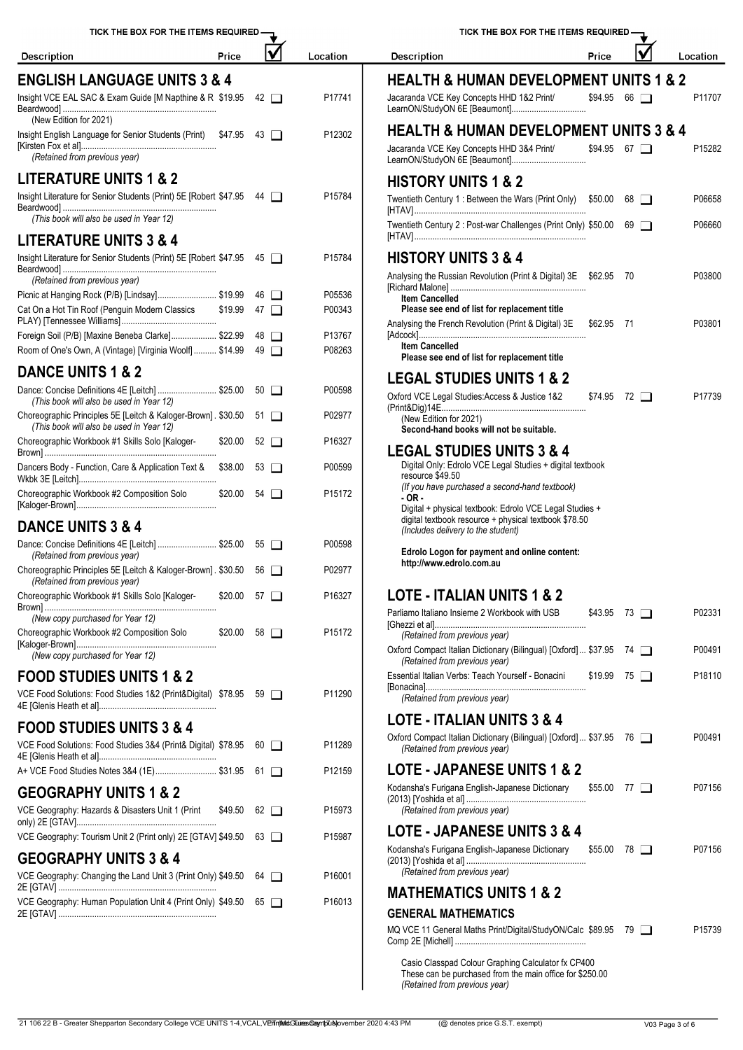| Description | Price | TICK THE BOX FOR THE ITEMS REQUIRED | Location |
|---|---|---|---|

## ENGLISH LANGUAGE UNITS 3 & 4

| Description | Price | | Location |
|---|---|---|---|
| Insight VCE EAL SAC & Exam Guide [M Napthine & R Beardwood] *(New Edition for 2021)* | $19.95 | 42 ☐ | P17741 |
| Insight English Language for Senior Students (Print) [Kirsten Fox et al] *(Retained from previous year)* | $47.95 | 43 ☐ | P12302 |

## LITERATURE UNITS 1 & 2

| Description | Price | | Location |
|---|---|---|---|
| Insight Literature for Senior Students (Print) 5E [Robert Beardwood] *(This book will also be used in Year 12)* | $47.95 | 44 ☐ | P15784 |

## LITERATURE UNITS 3 & 4

| Description | Price | | Location |
|---|---|---|---|
| Insight Literature for Senior Students (Print) 5E [Robert Beardwood] *(Retained from previous year)* | $47.95 | 45 ☐ | P15784 |
| Picnic at Hanging Rock (P/B) [Lindsay] | $19.99 | 46 ☐ | P05536 |
| Cat On a Hot Tin Roof (Penguin Modern Classics PLAY) [Tennessee Williams] | $19.99 | 47 ☐ | P00343 |
| Foreign Soil (P/B) [Maxine Beneba Clarke] | $22.99 | 48 ☐ | P13767 |
| Room of One's Own, A (Vintage) [Virginia Woolf] | $14.99 | 49 ☐ | P08263 |

## DANCE UNITS 1 & 2

| Description | Price | | Location |
|---|---|---|---|
| Dance: Concise Definitions 4E [Leitch] *(This book will also be used in Year 12)* | $25.00 | 50 ☐ | P00598 |
| Choreographic Principles 5E [Leitch & Kaloger-Brown] *(This book will also be used in Year 12)* | $30.50 | 51 ☐ | P02977 |
| Choreographic Workbook #1 Skills Solo [Kaloger-Brown] | $20.00 | 52 ☐ | P16327 |
| Dancers Body - Function, Care & Application Text & Wkbk 3E [Leitch] | $38.00 | 53 ☐ | P00599 |
| Choreographic Workbook #2 Composition Solo [Kaloger-Brown] | $20.00 | 54 ☐ | P15172 |

## DANCE UNITS 3 & 4

| Description | Price | | Location |
|---|---|---|---|
| Dance: Concise Definitions 4E [Leitch] *(Retained from previous year)* | $25.00 | 55 ☐ | P00598 |
| Choreographic Principles 5E [Leitch & Kaloger-Brown] *(Retained from previous year)* | $30.50 | 56 ☐ | P02977 |
| Choreographic Workbook #1 Skills Solo [Kaloger-Brown] *(New copy purchased for Year 12)* | $20.00 | 57 ☐ | P16327 |
| Choreographic Workbook #2 Composition Solo [Kaloger-Brown] *(New copy purchased for Year 12)* | $20.00 | 58 ☐ | P15172 |

## FOOD STUDIES UNITS 1 & 2

| Description | Price | | Location |
|---|---|---|---|
| VCE Food Solutions: Food Studies 1&2 (Print&Digital) 4E [Glenis Heath et al] | $78.95 | 59 ☐ | P11290 |

## FOOD STUDIES UNITS 3 & 4

| Description | Price | | Location |
|---|---|---|---|
| VCE Food Solutions: Food Studies 3&4 (Print& Digital) 4E [Glenis Heath et al] | $78.95 | 60 ☐ | P11289 |
| A+ VCE Food Studies Notes 3&4 (1E) | $31.95 | 61 ☐ | P12159 |

## GEOGRAPHY UNITS 1 & 2

| Description | Price | | Location |
|---|---|---|---|
| VCE Geography: Hazards & Disasters Unit 1 (Print only) 2E [GTAV] | $49.50 | 62 ☐ | P15973 |
| VCE Geography: Tourism Unit 2 (Print only) 2E [GTAV] | $49.50 | 63 ☐ | P15987 |

## GEOGRAPHY UNITS 3 & 4

| Description | Price | | Location |
|---|---|---|---|
| VCE Geography: Changing the Land Unit 3 (Print Only) 2E [GTAV] | $49.50 | 64 ☐ | P16001 |
| VCE Geography: Human Population Unit 4 (Print Only) 2E [GTAV] | $49.50 | 65 ☐ | P16013 |

## HEALTH & HUMAN DEVELOPMENT UNITS 1 & 2

| Description | Price | | Location |
|---|---|---|---|
| Jacaranda VCE Key Concepts HHD 1&2 Print/ LearnON/StudyON 6E [Beaumont] | $94.95 | 66 ☐ | P11707 |

## HEALTH & HUMAN DEVELOPMENT UNITS 3 & 4

| Description | Price | | Location |
|---|---|---|---|
| Jacaranda VCE Key Concepts HHD 3&4 Print/ LearnON/StudyON 6E [Beaumont] | $94.95 | 67 ☐ | P15282 |

## HISTORY UNITS 1 & 2

| Description | Price | | Location |
|---|---|---|---|
| Twentieth Century 1 : Between the Wars (Print Only) [HTAV] | $50.00 | 68 ☐ | P06658 |
| Twentieth Century 2 : Post-war Challenges (Print Only) [HTAV] | $50.00 | 69 ☐ | P06660 |

## HISTORY UNITS 3 & 4

| Description | Price | | Location |
|---|---|---|---|
| Analysing the Russian Revolution (Print & Digital) 3E [Richard Malone] **Item Cancelled** **Please see end of list for replacement title** | $62.95 | 70 | P03800 |
| Analysing the French Revolution (Print & Digital) 3E [Adcock] **Item Cancelled** **Please see end of list for replacement title** | $62.95 | 71 | P03801 |

## LEGAL STUDIES UNITS 1 & 2

| Description | Price | | Location |
|---|---|---|---|
| Oxford VCE Legal Studies:Access & Justice 1&2 (Print&Dig)14E (New Edition for 2021) **Second-hand books will not be suitable.** | $74.95 | 72 ☐ | P17739 |

## LEGAL STUDIES UNITS 3 & 4

Digital Only: Edrolo VCE Legal Studies + digital textbook resource $49.50
*(If you have purchased a second-hand textbook)*
**- OR -**
Digital + physical textbook: Edrolo VCE Legal Studies + digital textbook resource + physical textbook $78.50
*(Includes delivery to the student)*

**Edrolo Logon for payment and online content: http://www.edrolo.com.au**

## LOTE - ITALIAN UNITS 1 & 2

| Description | Price | | Location |
|---|---|---|---|
| Parliamo Italiano Insieme 2 Workbook with USB [Ghezzi et al] *(Retained from previous year)* | $43.95 | 73 ☐ | P02331 |
| Oxford Compact Italian Dictionary (Bilingual) [Oxford] *(Retained from previous year)* | $37.95 | 74 ☐ | P00491 |
| Essential Italian Verbs: Teach Yourself - Bonacini [Bonacina] *(Retained from previous year)* | $19.99 | 75 ☐ | P18110 |

## LOTE - ITALIAN UNITS 3 & 4

| Description | Price | | Location |
|---|---|---|---|
| Oxford Compact Italian Dictionary (Bilingual) [Oxford] *(Retained from previous year)* | $37.95 | 76 ☐ | P00491 |

## LOTE - JAPANESE UNITS 1 & 2

| Description | Price | | Location |
|---|---|---|---|
| Kodansha's Furigana English-Japanese Dictionary (2013) [Yoshida et al] *(Retained from previous year)* | $55.00 | 77 ☐ | P07156 |

## LOTE - JAPANESE UNITS 3 & 4

| Description | Price | | Location |
|---|---|---|---|
| Kodansha's Furigana English-Japanese Dictionary (2013) [Yoshida et al] *(Retained from previous year)* | $55.00 | 78 ☐ | P07156 |

## MATHEMATICS UNITS 1 & 2

### GENERAL MATHEMATICS

| Description | Price | | Location |
|---|---|---|---|
| MQ VCE 11 General Maths Print/Digital/StudyON/Calc Comp 2E [Michell] | $89.95 | 79 ☐ | P15739 |

Casio Classpad Colour Graphing Calculator fx CP400
These can be purchased from the main office for $250.00
*(Retained from previous year)*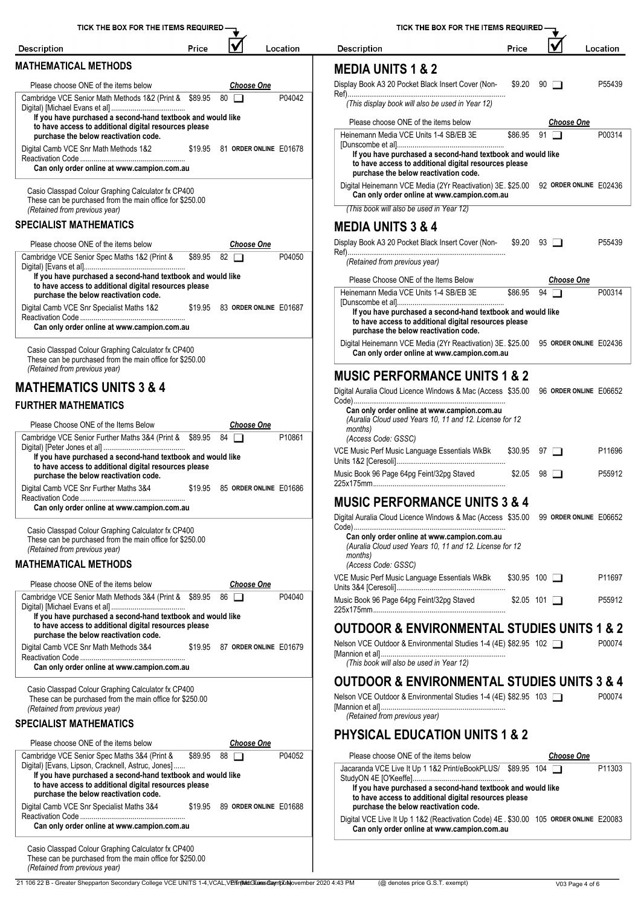TICK THE BOX FOR THE ITEMS REQUIRED

| Description | Price | ☑ | Location |
|---|---|---|---|

## MATHEMATICAL METHODS

Please choose ONE of the items below — ***Choose One***

| Description | Price | No. | Location |
|---|---|---|---|
| Cambridge VCE Senior Math Methods 1&2 (Print & Digital) [Michael Evans et al] | $89.95 | 80 ☐ | P04042 |

**If you have purchased a second-hand textbook and would like to have access to additional digital resources please purchase the below reactivation code.**

| Description | Price | No. | Location |
|---|---|---|---|
| Digital Camb VCE Snr Math Methods 1&2 Reactivation Code | $19.95 | 81 **ORDER ONLINE** | E01678 |

**Can only order online at www.campion.com.au**

Casio Classpad Colour Graphing Calculator fx CP400
These can be purchased from the main office for $250.00
*(Retained from previous year)*

## SPECIALIST MATHEMATICS

Please choose ONE of the items below — ***Choose One***

| Description | Price | No. | Location |
|---|---|---|---|
| Cambridge VCE Senior Spec Maths 1&2 (Print & Digital) [Evans et al] | $89.95 | 82 ☐ | P04050 |

**If you have purchased a second-hand textbook and would like to have access to additional digital resources please purchase the below reactivation code.**

| Description | Price | No. | Location |
|---|---|---|---|
| Digital Camb VCE Snr Specialist Maths 1&2 Reactivation Code | $19.95 | 83 **ORDER ONLINE** | E01687 |

**Can only order online at www.campion.com.au**

Casio Classpad Colour Graphing Calculator fx CP400
These can be purchased from the main office for $250.00
*(Retained from previous year)*

# MATHEMATICS UNITS 3 & 4

## FURTHER MATHEMATICS

Please Choose ONE of the Items Below — ***Choose One***

| Description | Price | No. | Location |
|---|---|---|---|
| Cambridge VCE Senior Further Maths 3&4 (Print & Digital) [Peter Jones et al] | $89.95 | 84 ☐ | P10861 |

**If you have purchased a second-hand textbook and would like to have access to additional digital resources please purchase the below reactivation code.**

| Description | Price | No. | Location |
|---|---|---|---|
| Digital Camb VCE Snr Further Maths 3&4 Reactivation Code | $19.95 | 85 **ORDER ONLINE** | E01686 |

**Can only order online at www.campion.com.au**

Casio Classpad Colour Graphing Calculator fx CP400
These can be purchased from the main office for $250.00
*(Retained from previous year)*

## MATHEMATICAL METHODS

Please choose ONE of the items below — ***Choose One***

| Description | Price | No. | Location |
|---|---|---|---|
| Cambridge VCE Senior Math Methods 3&4 (Print & Digital) [Michael Evans et al] | $89.95 | 86 ☐ | P04040 |

**If you have purchased a second-hand textbook and would like to have access to additional digital resources please purchase the below reactivation code.**

| Description | Price | No. | Location |
|---|---|---|---|
| Digital Camb VCE Snr Math Methods 3&4 Reactivation Code | $19.95 | 87 **ORDER ONLINE** | E01679 |

**Can only order online at www.campion.com.au**

Casio Classpad Colour Graphing Calculator fx CP400
These can be purchased from the main office for $250.00
*(Retained from previous year)*

## SPECIALIST MATHEMATICS

Please choose ONE of the items below — ***Choose One***

| Description | Price | No. | Location |
|---|---|---|---|
| Cambridge VCE Senior Spec Maths 3&4 (Print & Digital) [Evans, Lipson, Cracknell, Astruc, Jones] | $89.95 | 88 ☐ | P04052 |

**If you have purchased a second-hand textbook and would like to have access to additional digital resources please purchase the below reactivation code.**

| Description | Price | No. | Location |
|---|---|---|---|
| Digital Camb VCE Snr Specialist Maths 3&4 Reactivation Code | $19.95 | 89 **ORDER ONLINE** | E01688 |

**Can only order online at www.campion.com.au**

Casio Classpad Colour Graphing Calculator fx CP400
These can be purchased from the main office for $250.00
*(Retained from previous year)*

# MEDIA UNITS 1 & 2

| Description | Price | No. | Location |
|---|---|---|---|
| Display Book A3 20 Pocket Black Insert Cover (Non-Ref) | $9.20 | 90 ☐ | P55439 |

*(This display book will also be used in Year 12)*

Please choose ONE of the items below — ***Choose One***

| Description | Price | No. | Location |
|---|---|---|---|
| Heinemann Media VCE Units 1-4 SB/EB 3E [Dunscombe et al] | $86.95 | 91 ☐ | P00314 |

**If you have purchased a second-hand textbook and would like to have access to additional digital resources please purchase the below reactivation code.**

| Description | Price | No. | Location |
|---|---|---|---|
| Digital Heinemann VCE Media (2Yr Reactivation) 3E. | $25.00 | 92 **ORDER ONLINE** | E02436 |

**Can only order online at www.campion.com.au**

*(This book will also be used in Year 12)*

# MEDIA UNITS 3 & 4

| Description | Price | No. | Location |
|---|---|---|---|
| Display Book A3 20 Pocket Black Insert Cover (Non-Ref) | $9.20 | 93 ☐ | P55439 |

*(Retained from previous year)*

Please Choose ONE of the Items Below — ***Choose One***

| Description | Price | No. | Location |
|---|---|---|---|
| Heinemann Media VCE Units 1-4 SB/EB 3E [Dunscombe et al] | $86.95 | 94 ☐ | P00314 |

**If you have purchased a second-hand textbook and would like to have access to additional digital resources please purchase the below reactivation code.**

| Description | Price | No. | Location |
|---|---|---|---|
| Digital Heinemann VCE Media (2Yr Reactivation) 3E. | $25.00 | 95 **ORDER ONLINE** | E02436 |

**Can only order online at www.campion.com.au**

# MUSIC PERFORMANCE UNITS 1 & 2

| Description | Price | No. | Location |
|---|---|---|---|
| Digital Auralia Cloud Licence Windows & Mac (Access Code) | $35.00 | 96 **ORDER ONLINE** | E06652 |

**Can only order online at www.campion.com.au**
*(Auralia Cloud used Years 10, 11 and 12. License for 12 months)*
*(Access Code: GSSC)*

| Description | Price | No. | Location |
|---|---|---|---|
| VCE Music Perf Music Language Essentials WkBk Units 1&2 [Ceresoli] | $30.95 | 97 ☐ | P11696 |
| Music Book 96 Page 64pg Feint/32pg Staved 225x175mm | $2.05 | 98 ☐ | P55912 |

# MUSIC PERFORMANCE UNITS 3 & 4

| Description | Price | No. | Location |
|---|---|---|---|
| Digital Auralia Cloud Licence Windows & Mac (Access Code) | $35.00 | 99 **ORDER ONLINE** | E06652 |

**Can only order online at www.campion.com.au**
*(Auralia Cloud used Years 10, 11 and 12. License for 12 months)*
*(Access Code: GSSC)*

| Description | Price | No. | Location |
|---|---|---|---|
| VCE Music Perf Music Language Essentials WkBk Units 3&4 [Ceresoli] | $30.95 | 100 ☐ | P11697 |
| Music Book 96 Page 64pg Feint/32pg Staved 225x175mm | $2.05 | 101 ☐ | P55912 |

# OUTDOOR & ENVIRONMENTAL STUDIES UNITS 1 & 2

| Description | Price | No. | Location |
|---|---|---|---|
| Nelson VCE Outdoor & Environmental Studies 1-4 (4E) [Mannion et al] | $82.95 | 102 ☐ | P00074 |

*(This book will also be used in Year 12)*

# OUTDOOR & ENVIRONMENTAL STUDIES UNITS 3 & 4

| Description | Price | No. | Location |
|---|---|---|---|
| Nelson VCE Outdoor & Environmental Studies 1-4 (4E) [Mannion et al] | $82.95 | 103 ☐ | P00074 |

*(Retained from previous year)*

# PHYSICAL EDUCATION UNITS 1 & 2

Please choose ONE of the items below — ***Choose One***

| Description | Price | No. | Location |
|---|---|---|---|
| Jacaranda VCE Live It Up 1 1&2 Print/eBookPLUS/ StudyON 4E [O'Keeffe] | $89.95 | 104 ☐ | P11303 |

**If you have purchased a second-hand textbook and would like to have access to additional digital resources please purchase the below reactivation code.**

| Description | Price | No. | Location |
|---|---|---|---|
| Digital VCE Live It Up 1 1&2 (Reactivation Code) 4E . | $30.00 | 105 **ORDER ONLINE** | E20083 |

**Can only order online at www.campion.com.au**

(@ denotes price G.S.T. exempt)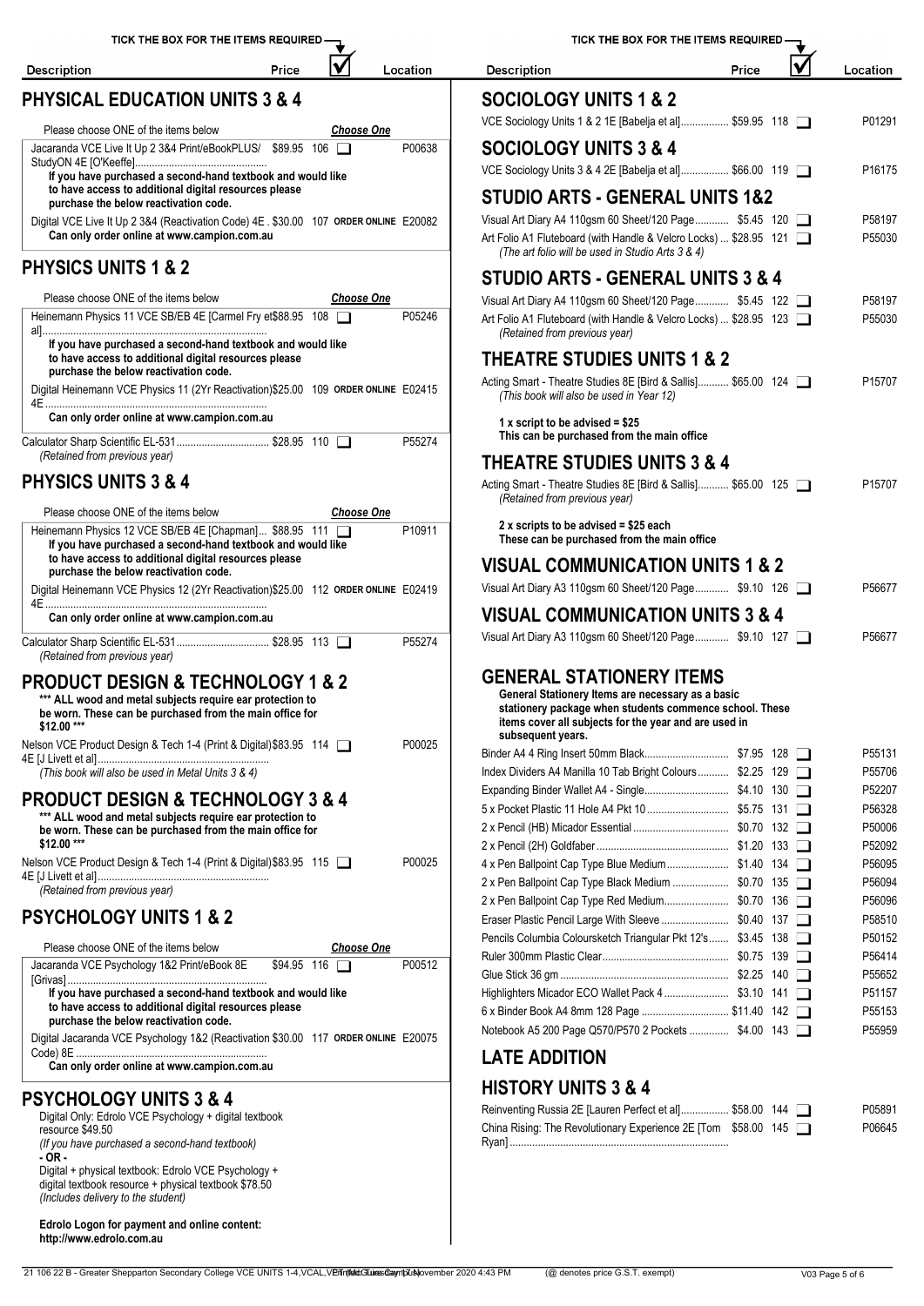TICK THE BOX FOR THE ITEMS REQUIRED

| Description | Price | ☑ | Location |
|---|---|---|---|

## PHYSICAL EDUCATION UNITS 3 & 4

Please choose ONE of the items below — *Choose One*

| Description | Price | No. | ☐ | Location |
|---|---|---|---|---|
| Jacaranda VCE Live It Up 2 3&4 Print/eBookPLUS/ StudyON 4E [O'Keeffe] | $89.95 | 106 | ☐ | P00638 |

**If you have purchased a second-hand textbook and would like to have access to additional digital resources please purchase the below reactivation code.**

| Description | Price | No. | | Location |
|---|---|---|---|---|
| Digital VCE Live It Up 2 3&4 (Reactivation Code) 4E | $30.00 | 107 | ORDER ONLINE | E20082 |

**Can only order online at www.campion.com.au**

## PHYSICS UNITS 1 & 2

Please choose ONE of the items below — *Choose One*

| Description | Price | No. | ☐ | Location |
|---|---|---|---|---|
| Heinemann Physics 11 VCE SB/EB 4E [Carmel Fry et al] | $88.95 | 108 | ☐ | P05246 |

**If you have purchased a second-hand textbook and would like to have access to additional digital resources please purchase the below reactivation code.**

| Description | Price | No. | | Location |
|---|---|---|---|---|
| Digital Heinemann VCE Physics 11 (2Yr Reactivation) 4E | $25.00 | 109 | ORDER ONLINE | E02415 |

**Can only order online at www.campion.com.au**

| Description | Price | No. | ☐ | Location |
|---|---|---|---|---|
| Calculator Sharp Scientific EL-531 *(Retained from previous year)* | $28.95 | 110 | ☐ | P55274 |

## PHYSICS UNITS 3 & 4

Please choose ONE of the items below — *Choose One*

| Description | Price | No. | ☐ | Location |
|---|---|---|---|---|
| Heinemann Physics 12 VCE SB/EB 4E [Chapman] | $88.95 | 111 | ☐ | P10911 |

**If you have purchased a second-hand textbook and would like to have access to additional digital resources please purchase the below reactivation code.**

| Description | Price | No. | | Location |
|---|---|---|---|---|
| Digital Heinemann VCE Physics 12 (2Yr Reactivation) 4E | $25.00 | 112 | ORDER ONLINE | E02419 |

**Can only order online at www.campion.com.au**

| Description | Price | No. | ☐ | Location |
|---|---|---|---|---|
| Calculator Sharp Scientific EL-531 *(Retained from previous year)* | $28.95 | 113 | ☐ | P55274 |

## PRODUCT DESIGN & TECHNOLOGY 1 & 2

**\*\*\* ALL wood and metal subjects require ear protection to be worn. These can be purchased from the main office for $12.00 \*\*\***

| Description | Price | No. | ☐ | Location |
|---|---|---|---|---|
| Nelson VCE Product Design & Tech 1-4 (Print & Digital) 4E [J Livett et al] *(This book will also be used in Metal Units 3 & 4)* | $83.95 | 114 | ☐ | P00025 |

## PRODUCT DESIGN & TECHNOLOGY 3 & 4

**\*\*\* ALL wood and metal subjects require ear protection to be worn. These can be purchased from the main office for $12.00 \*\*\***

| Description | Price | No. | ☐ | Location |
|---|---|---|---|---|
| Nelson VCE Product Design & Tech 1-4 (Print & Digital) 4E [J Livett et al] *(Retained from previous year)* | $83.95 | 115 | ☐ | P00025 |

## PSYCHOLOGY UNITS 1 & 2

Please choose ONE of the items below — *Choose One*

| Description | Price | No. | ☐ | Location |
|---|---|---|---|---|
| Jacaranda VCE Psychology 1&2 Print/eBook 8E [Grivas] | $94.95 | 116 | ☐ | P00512 |

**If you have purchased a second-hand textbook and would like to have access to additional digital resources please purchase the below reactivation code.**

| Description | Price | No. | | Location |
|---|---|---|---|---|
| Digital Jacaranda VCE Psychology 1&2 (Reactivation Code) 8E | $30.00 | 117 | ORDER ONLINE | E20075 |

**Can only order online at www.campion.com.au**

## PSYCHOLOGY UNITS 3 & 4

Digital Only: Edrolo VCE Psychology + digital textbook resource $49.50
*(If you have purchased a second-hand textbook)*

**- OR -**

Digital + physical textbook: Edrolo VCE Psychology + digital textbook resource + physical textbook $78.50
*(Includes delivery to the student)*

**Edrolo Logon for payment and online content: http://www.edrolo.com.au**

## SOCIOLOGY UNITS 1 & 2

| Description | Price | No. | ☐ | Location |
|---|---|---|---|---|
| VCE Sociology Units 1 & 2 1E [Babelja et al] | $59.95 | 118 | ☐ | P01291 |

## SOCIOLOGY UNITS 3 & 4

| Description | Price | No. | ☐ | Location |
|---|---|---|---|---|
| VCE Sociology Units 3 & 4 2E [Babelja et al] | $66.00 | 119 | ☐ | P16175 |

## STUDIO ARTS - GENERAL UNITS 1&2

| Description | Price | No. | ☐ | Location |
|---|---|---|---|---|
| Visual Art Diary A4 110gsm 60 Sheet/120 Page | $5.45 | 120 | ☐ | P58197 |
| Art Folio A1 Fluteboard (with Handle & Velcro Locks) *(The art folio will be used in Studio Arts 3 & 4)* | $28.95 | 121 | ☐ | P55030 |

## STUDIO ARTS - GENERAL UNITS 3 & 4

| Description | Price | No. | ☐ | Location |
|---|---|---|---|---|
| Visual Art Diary A4 110gsm 60 Sheet/120 Page | $5.45 | 122 | ☐ | P58197 |
| Art Folio A1 Fluteboard (with Handle & Velcro Locks) *(Retained from previous year)* | $28.95 | 123 | ☐ | P55030 |

## THEATRE STUDIES UNITS 1 & 2

| Description | Price | No. | ☐ | Location |
|---|---|---|---|---|
| Acting Smart - Theatre Studies 8E [Bird & Sallis] *(This book will also be used in Year 12)* | $65.00 | 124 | ☐ | P15707 |

**1 x script to be advised = $25**
**This can be purchased from the main office**

## THEATRE STUDIES UNITS 3 & 4

| Description | Price | No. | ☐ | Location |
|---|---|---|---|---|
| Acting Smart - Theatre Studies 8E [Bird & Sallis] *(Retained from previous year)* | $65.00 | 125 | ☐ | P15707 |

**2 x scripts to be advised = $25 each**
**These can be purchased from the main office**

## VISUAL COMMUNICATION UNITS 1 & 2

| Description | Price | No. | ☐ | Location |
|---|---|---|---|---|
| Visual Art Diary A3 110gsm 60 Sheet/120 Page | $9.10 | 126 | ☐ | P56677 |

## VISUAL COMMUNICATION UNITS 3 & 4

| Description | Price | No. | ☐ | Location |
|---|---|---|---|---|
| Visual Art Diary A3 110gsm 60 Sheet/120 Page | $9.10 | 127 | ☐ | P56677 |

## GENERAL STATIONERY ITEMS

**General Stationery Items are necessary as a basic stationery package when students commence school. These items cover all subjects for the year and are used in subsequent years.**

| Description | Price | No. | ☐ | Location |
|---|---|---|---|---|
| Binder A4 4 Ring Insert 50mm Black | $7.95 | 128 | ☐ | P55131 |
| Index Dividers A4 Manilla 10 Tab Bright Colours | $2.25 | 129 | ☐ | P55706 |
| Expanding Binder Wallet A4 - Single | $4.10 | 130 | ☐ | P52207 |
| 5 x Pocket Plastic 11 Hole A4 Pkt 10 | $5.75 | 131 | ☐ | P56328 |
| 2 x Pencil (HB) Micador Essential | $0.70 | 132 | ☐ | P50006 |
| 2 x Pencil (2H) Goldfaber | $1.20 | 133 | ☐ | P52092 |
| 4 x Pen Ballpoint Cap Type Blue Medium | $1.40 | 134 | ☐ | P56095 |
| 2 x Pen Ballpoint Cap Type Black Medium | $0.70 | 135 | ☐ | P56094 |
| 2 x Pen Ballpoint Cap Type Red Medium | $0.70 | 136 | ☐ | P56096 |
| Eraser Plastic Pencil Large With Sleeve | $0.40 | 137 | ☐ | P58510 |
| Pencils Columbia Coloursketch Triangular Pkt 12's | $3.45 | 138 | ☐ | P50152 |
| Ruler 300mm Plastic Clear | $0.75 | 139 | ☐ | P56414 |
| Glue Stick 36 gm | $2.25 | 140 | ☐ | P55652 |
| Highlighters Micador ECO Wallet Pack 4 | $3.10 | 141 | ☐ | P51157 |
| 6 x Binder Book A4 8mm 128 Page | $11.40 | 142 | ☐ | P55153 |
| Notebook A5 200 Page Q570/P570 2 Pockets | $4.00 | 143 | ☐ | P55959 |

## LATE ADDITION

## HISTORY UNITS 3 & 4

| Description | Price | No. | ☐ | Location |
|---|---|---|---|---|
| Reinventing Russia 2E [Lauren Perfect et al] | $58.00 | 144 | ☐ | P05891 |
| China Rising: The Revolutionary Experience 2E [Tom Ryan] | $58.00 | 145 | ☐ | P06645 |

(@ denotes price G.S.T. exempt)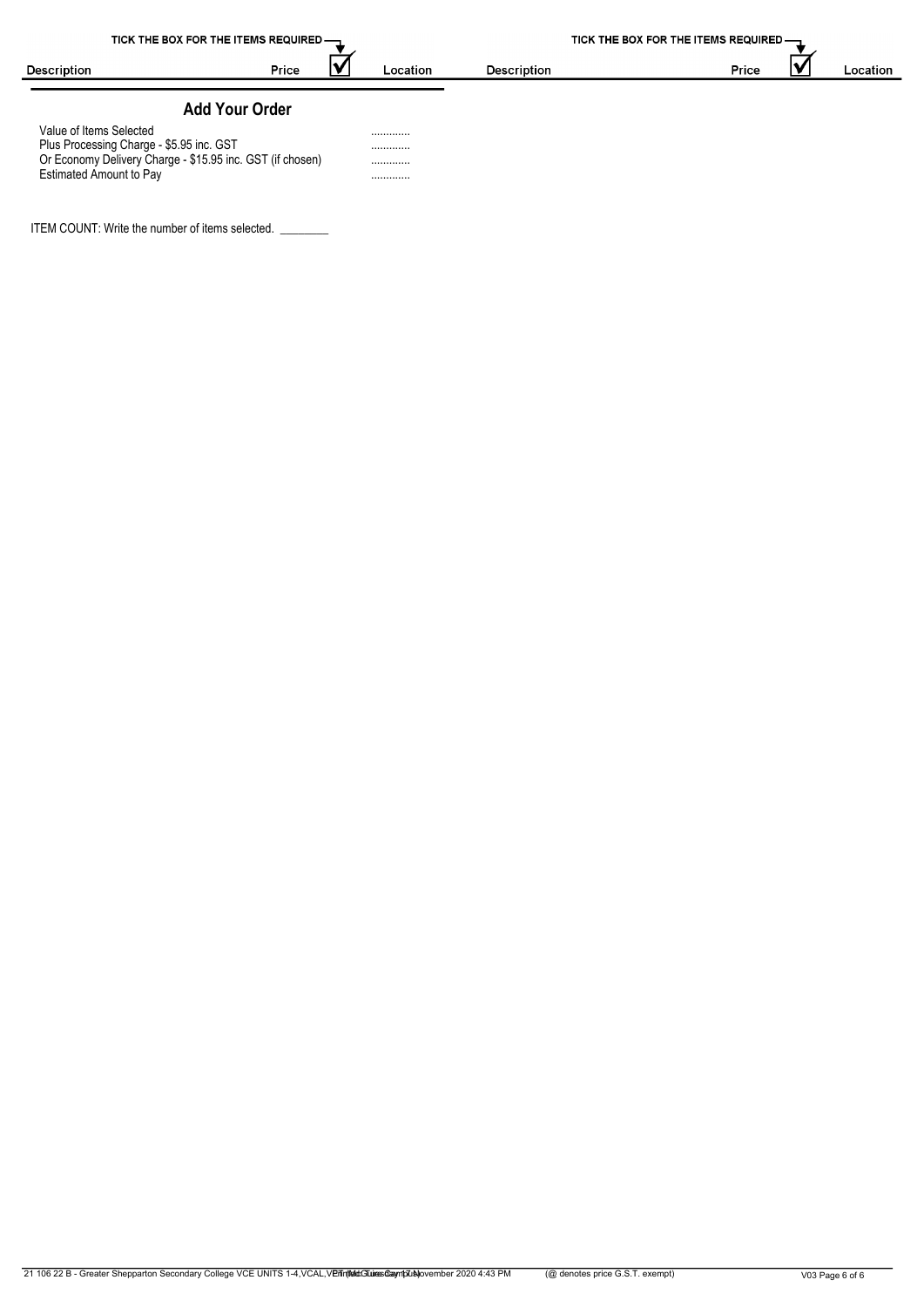| Description | Price | TICK THE BOX FOR THE ITEMS REQUIRED | Location | Description | Price | TICK THE BOX FOR THE ITEMS REQUIRED | Location |
|---|---|---|---|---|---|---|---|

## Add Your Order

| | |
|---|---|
| Value of Items Selected | ............ |
| Plus Processing Charge - $5.95 inc. GST | ............ |
| Or Economy Delivery Charge - $15.95 inc. GST (if chosen) | ............ |
| Estimated Amount to Pay | ............ |

ITEM COUNT: Write the number of items selected. ________

(@ denotes price G.S.T. exempt)